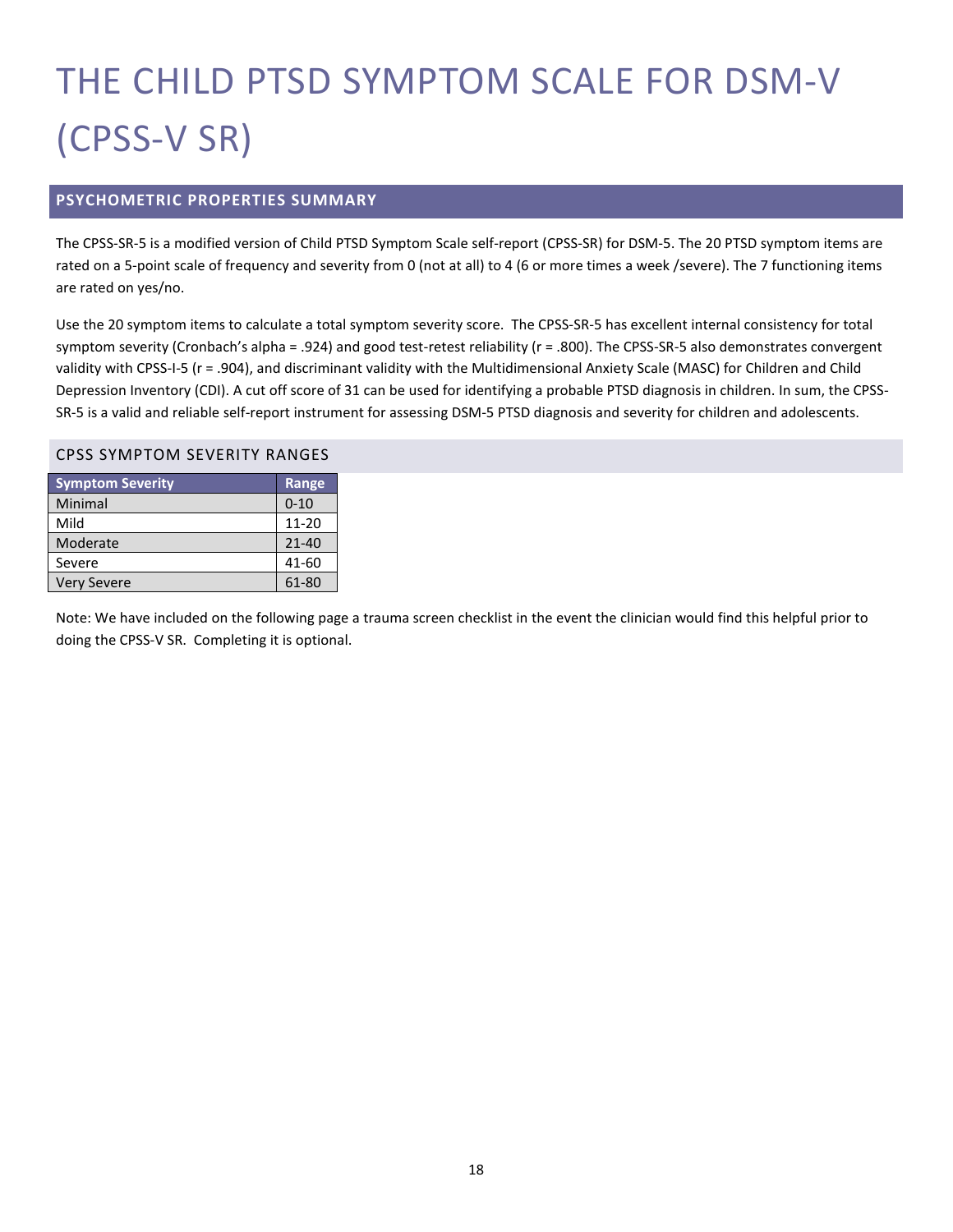# THE CHILD PTSD SYMPTOM SCALE FOR DSM-V (CPSS-V SR)

## PSYCHOMETRIC PROPERTIES SUMMARY

The CPSS-SR-5 is a modified version of Child PTSD Symptom Scale self-report (CPSS-SR) for DSM-5. The 20 PTSD symptom items are rated on a 5-point scale of frequency and severity from 0 (not at all) to 4 (6 or more times a week /severe). The 7 functioning items are rated on yes/no.

Use the 20 symptom items to calculate a total symptom severity score. The CPSS-SR-5 has excellent internal consistency for total symptom severity (Cronbach's alpha = .924) and good test-retest reliability (r = .800). The CPSS-SR-5 also demonstrates convergent validity with CPSS-I-5 (r = .904), and discriminant validity with the Multidimensional Anxiety Scale (MASC) for Children and Child Depression Inventory (CDI). A cut off score of 31 can be used for identifying a probable PTSD diagnosis in children. In sum, the CPSS-SR-5 is a valid and reliable self-report instrument for assessing DSM-5 PTSD diagnosis and severity for children and adolescents.

### CPSS SYMPTOM SEVERITY RANGES

| Symptom Severity | Range |
|---|---|
| Minimal | 0-10 |
| Mild | 11-20 |
| Moderate | 21-40 |
| Severe | 41-60 |
| Very Severe | 61-80 |

Note: We have included on the following page a trauma screen checklist in the event the clinician would find this helpful prior to doing the CPSS-V SR. Completing it is optional.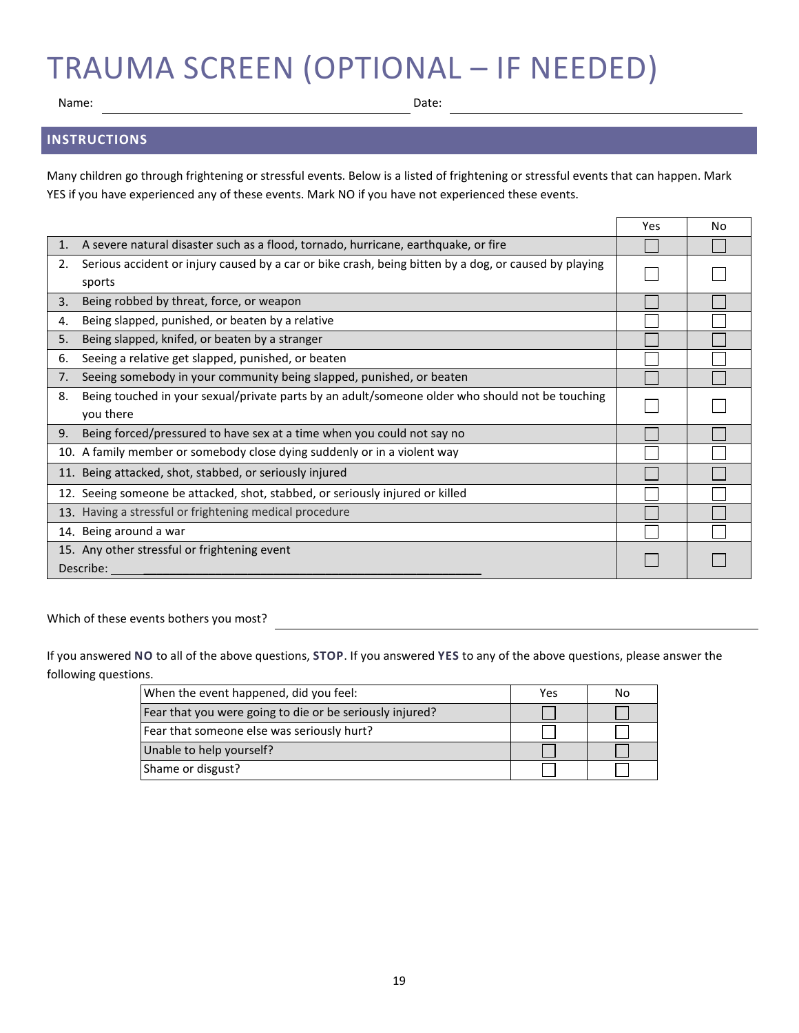# TRAUMA SCREEN (OPTIONAL – IF NEEDED)

Name: ______________________________ Date: ______________________________

## INSTRUCTIONS

Many children go through frightening or stressful events. Below is a listed of frightening or stressful events that can happen. Mark YES if you have experienced any of these events. Mark NO if you have not experienced these events.

| | Yes | No |
|---|---|---|
| 1. A severe natural disaster such as a flood, tornado, hurricane, earthquake, or fire | ☐ | ☐ |
| 2. Serious accident or injury caused by a car or bike crash, being bitten by a dog, or caused by playing sports | ☐ | ☐ |
| 3. Being robbed by threat, force, or weapon | ☐ | ☐ |
| 4. Being slapped, punished, or beaten by a relative | ☐ | ☐ |
| 5. Being slapped, knifed, or beaten by a stranger | ☐ | ☐ |
| 6. Seeing a relative get slapped, punished, or beaten | ☐ | ☐ |
| 7. Seeing somebody in your community being slapped, punished, or beaten | ☐ | ☐ |
| 8. Being touched in your sexual/private parts by an adult/someone older who should not be touching you there | ☐ | ☐ |
| 9. Being forced/pressured to have sex at a time when you could not say no | ☐ | ☐ |
| 10. A family member or somebody close dying suddenly or in a violent way | ☐ | ☐ |
| 11. Being attacked, shot, stabbed, or seriously injured | ☐ | ☐ |
| 12. Seeing someone be attacked, shot, stabbed, or seriously injured or killed | ☐ | ☐ |
| 13. Having a stressful or frightening medical procedure | ☐ | ☐ |
| 14. Being around a war | ☐ | ☐ |
| 15. Any other stressful or frightening event<br>Describe: ______________________________ | ☐ | ☐ |

Which of these events bothers you most? ______________________________

If you answered **NO** to all of the above questions, **STOP**. If you answered **YES** to any of the above questions, please answer the following questions.

| When the event happened, did you feel: | Yes | No |
|---|---|---|
| Fear that you were going to die or be seriously injured? | ☐ | ☐ |
| Fear that someone else was seriously hurt? | ☐ | ☐ |
| Unable to help yourself? | ☐ | ☐ |
| Shame or disgust? | ☐ | ☐ |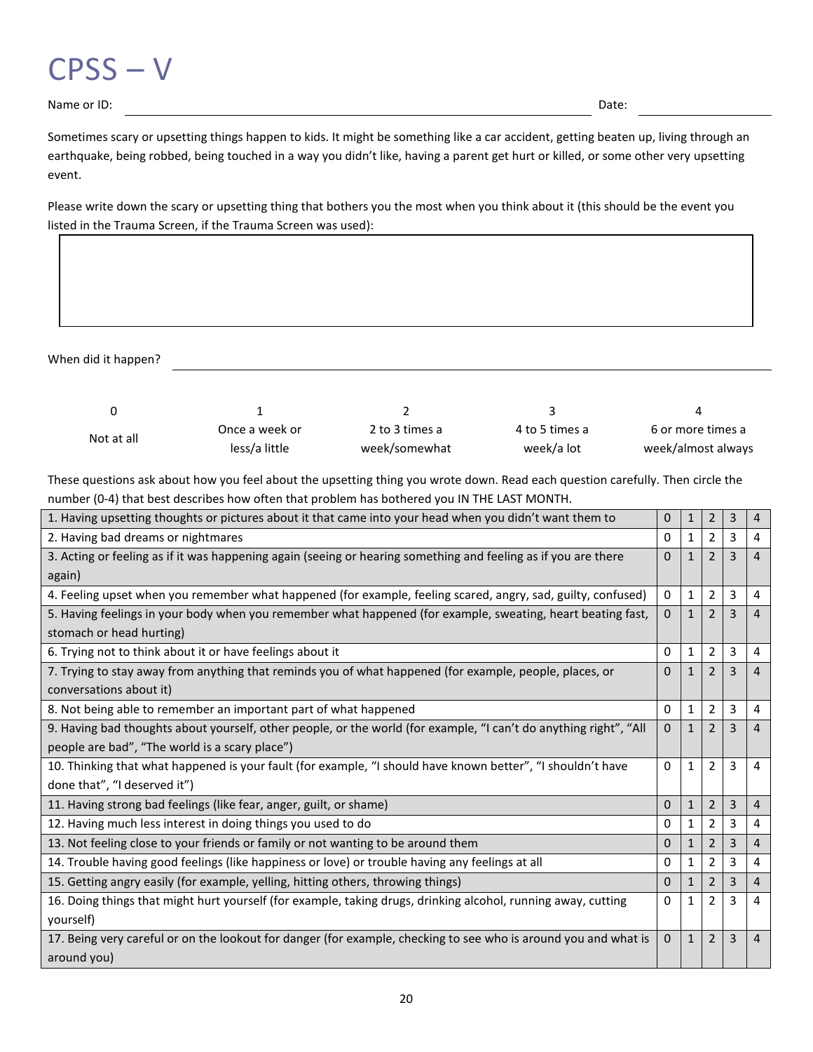# CPSS – V

Name or ID: \_\_\_\_\_\_\_\_\_\_\_\_\_\_\_\_\_\_\_\_\_\_\_\_\_\_\_\_\_\_\_\_ Date: \_\_\_\_\_\_\_\_\_\_\_\_

Sometimes scary or upsetting things happen to kids. It might be something like a car accident, getting beaten up, living through an earthquake, being robbed, being touched in a way you didn't like, having a parent get hurt or killed, or some other very upsetting event.

Please write down the scary or upsetting thing that bothers you the most when you think about it (this should be the event you listed in the Trauma Screen, if the Trauma Screen was used):

| |
|---|
| |

When did it happen? \_\_\_\_\_\_\_\_\_\_\_\_\_\_\_\_\_\_\_\_\_\_\_\_\_\_\_\_\_\_\_\_

| 0 | 1 | 2 | 3 | 4 |
|---|---|---|---|---|
| Not at all | Once a week or less/a little | 2 to 3 times a week/somewhat | 4 to 5 times a week/a lot | 6 or more times a week/almost always |

These questions ask about how you feel about the upsetting thing you wrote down. Read each question carefully. Then circle the number (0-4) that best describes how often that problem has bothered you IN THE LAST MONTH.

| Question | | | | | |
|---|---|---|---|---|---|
| 1. Having upsetting thoughts or pictures about it that came into your head when you didn't want them to | 0 | 1 | 2 | 3 | 4 |
| 2. Having bad dreams or nightmares | 0 | 1 | 2 | 3 | 4 |
| 3. Acting or feeling as if it was happening again (seeing or hearing something and feeling as if you are there again) | 0 | 1 | 2 | 3 | 4 |
| 4. Feeling upset when you remember what happened (for example, feeling scared, angry, sad, guilty, confused) | 0 | 1 | 2 | 3 | 4 |
| 5. Having feelings in your body when you remember what happened (for example, sweating, heart beating fast, stomach or head hurting) | 0 | 1 | 2 | 3 | 4 |
| 6. Trying not to think about it or have feelings about it | 0 | 1 | 2 | 3 | 4 |
| 7. Trying to stay away from anything that reminds you of what happened (for example, people, places, or conversations about it) | 0 | 1 | 2 | 3 | 4 |
| 8. Not being able to remember an important part of what happened | 0 | 1 | 2 | 3 | 4 |
| 9. Having bad thoughts about yourself, other people, or the world (for example, "I can't do anything right", "All people are bad", "The world is a scary place") | 0 | 1 | 2 | 3 | 4 |
| 10. Thinking that what happened is your fault (for example, "I should have known better", "I shouldn't have done that", "I deserved it") | 0 | 1 | 2 | 3 | 4 |
| 11. Having strong bad feelings (like fear, anger, guilt, or shame) | 0 | 1 | 2 | 3 | 4 |
| 12. Having much less interest in doing things you used to do | 0 | 1 | 2 | 3 | 4 |
| 13. Not feeling close to your friends or family or not wanting to be around them | 0 | 1 | 2 | 3 | 4 |
| 14. Trouble having good feelings (like happiness or love) or trouble having any feelings at all | 0 | 1 | 2 | 3 | 4 |
| 15. Getting angry easily (for example, yelling, hitting others, throwing things) | 0 | 1 | 2 | 3 | 4 |
| 16. Doing things that might hurt yourself (for example, taking drugs, drinking alcohol, running away, cutting yourself) | 0 | 1 | 2 | 3 | 4 |
| 17. Being very careful or on the lookout for danger (for example, checking to see who is around you and what is around you) | 0 | 1 | 2 | 3 | 4 |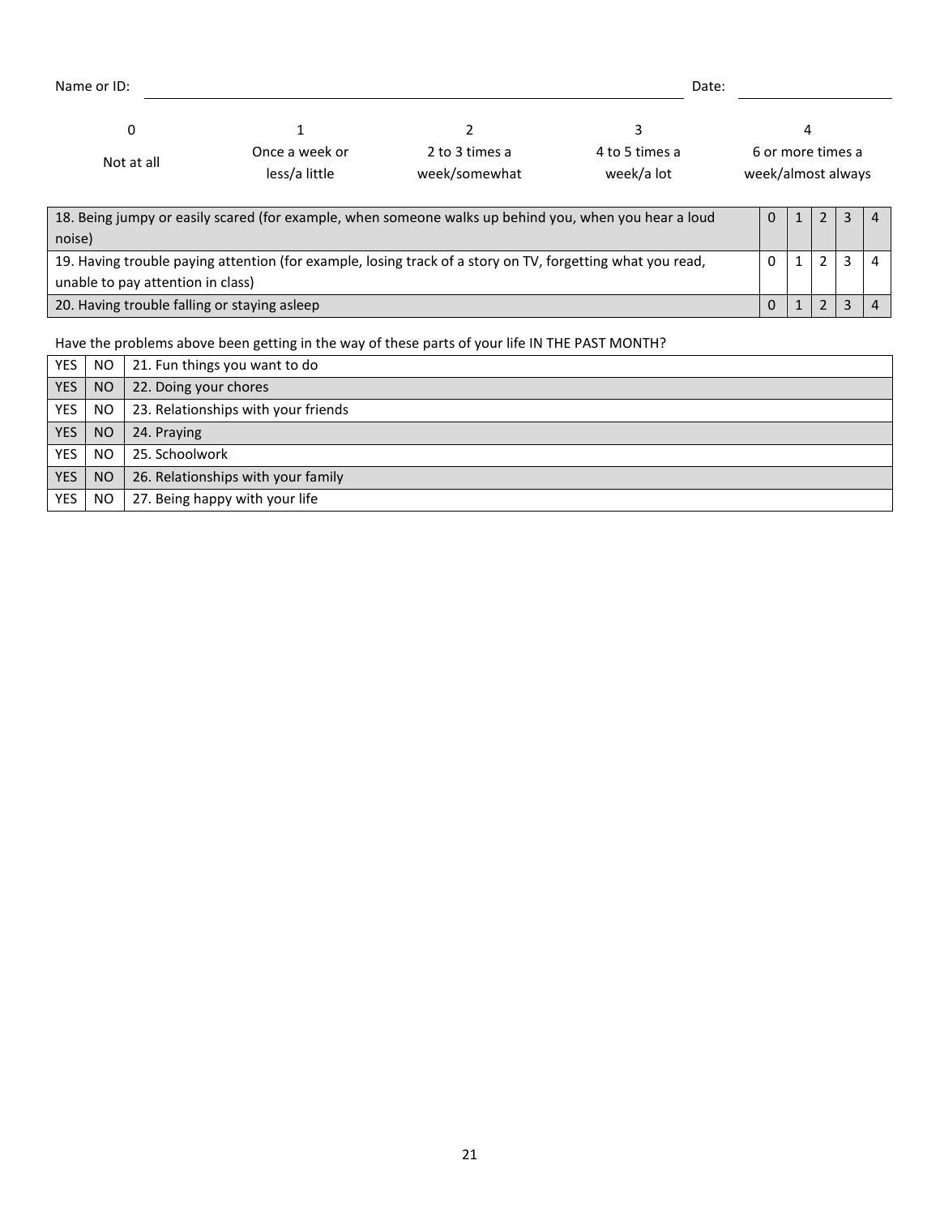Name or ID: ______________________ Date: ______________

| 0 | 1 | 2 | 3 | 4 |
|---|---|---|---|---|
| Not at all | Once a week or less/a little | 2 to 3 times a week/somewhat | 4 to 5 times a week/a lot | 6 or more times a week/almost always |

| | | | | | |
|---|---|---|---|---|---|
| 18. Being jumpy or easily scared (for example, when someone walks up behind you, when you hear a loud noise) | 0 | 1 | 2 | 3 | 4 |
| 19. Having trouble paying attention (for example, losing track of a story on TV, forgetting what you read, unable to pay attention in class) | 0 | 1 | 2 | 3 | 4 |
| 20. Having trouble falling or staying asleep | 0 | 1 | 2 | 3 | 4 |

Have the problems above been getting in the way of these parts of your life IN THE PAST MONTH?

| | | |
|---|---|---|
| YES | NO | 21. Fun things you want to do |
| YES | NO | 22. Doing your chores |
| YES | NO | 23. Relationships with your friends |
| YES | NO | 24. Praying |
| YES | NO | 25. Schoolwork |
| YES | NO | 26. Relationships with your family |
| YES | NO | 27. Being happy with your life |